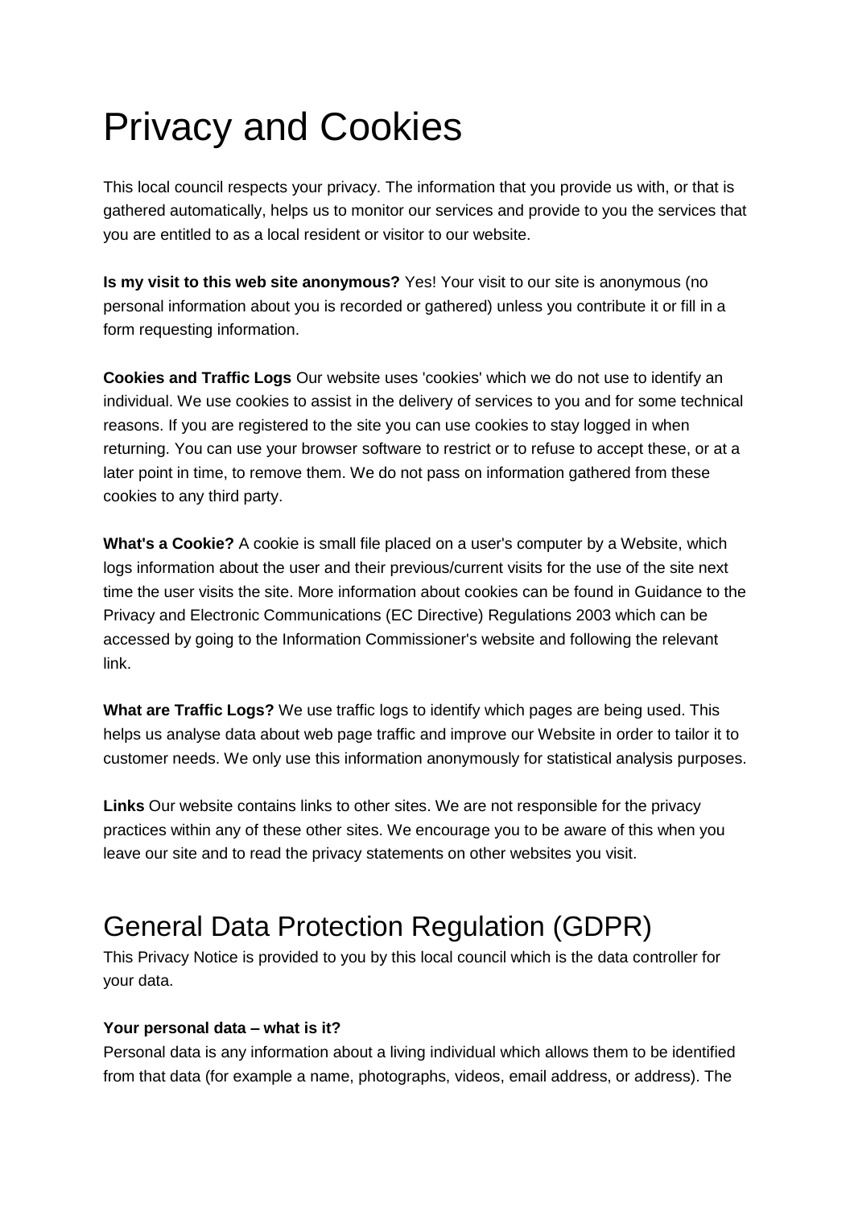# Privacy and Cookies

This local council respects your privacy. The information that you provide us with, or that is gathered automatically, helps us to monitor our services and provide to you the services that you are entitled to as a local resident or visitor to our website.

**Is my visit to this web site anonymous?** Yes! Your visit to our site is anonymous (no personal information about you is recorded or gathered) unless you contribute it or fill in a form requesting information.

**Cookies and Traffic Logs** Our website uses 'cookies' which we do not use to identify an individual. We use cookies to assist in the delivery of services to you and for some technical reasons. If you are registered to the site you can use cookies to stay logged in when returning. You can use your browser software to restrict or to refuse to accept these, or at a later point in time, to remove them. We do not pass on information gathered from these cookies to any third party.

**What's a Cookie?** A cookie is small file placed on a user's computer by a Website, which logs information about the user and their previous/current visits for the use of the site next time the user visits the site. More information about cookies can be found in Guidance to the Privacy and Electronic Communications (EC Directive) Regulations 2003 which can be accessed by going to the Information Commissioner's website and following the relevant link.

**What are Traffic Logs?** We use traffic logs to identify which pages are being used. This helps us analyse data about web page traffic and improve our Website in order to tailor it to customer needs. We only use this information anonymously for statistical analysis purposes.

**Links** Our website contains links to other sites. We are not responsible for the privacy practices within any of these other sites. We encourage you to be aware of this when you leave our site and to read the privacy statements on other websites you visit.

## General Data Protection Regulation (GDPR)

This Privacy Notice is provided to you by this local council which is the data controller for your data.

**Your personal data – what is it?**

Personal data is any information about a living individual which allows them to be identified from that data (for example a name, photographs, videos, email address, or address). The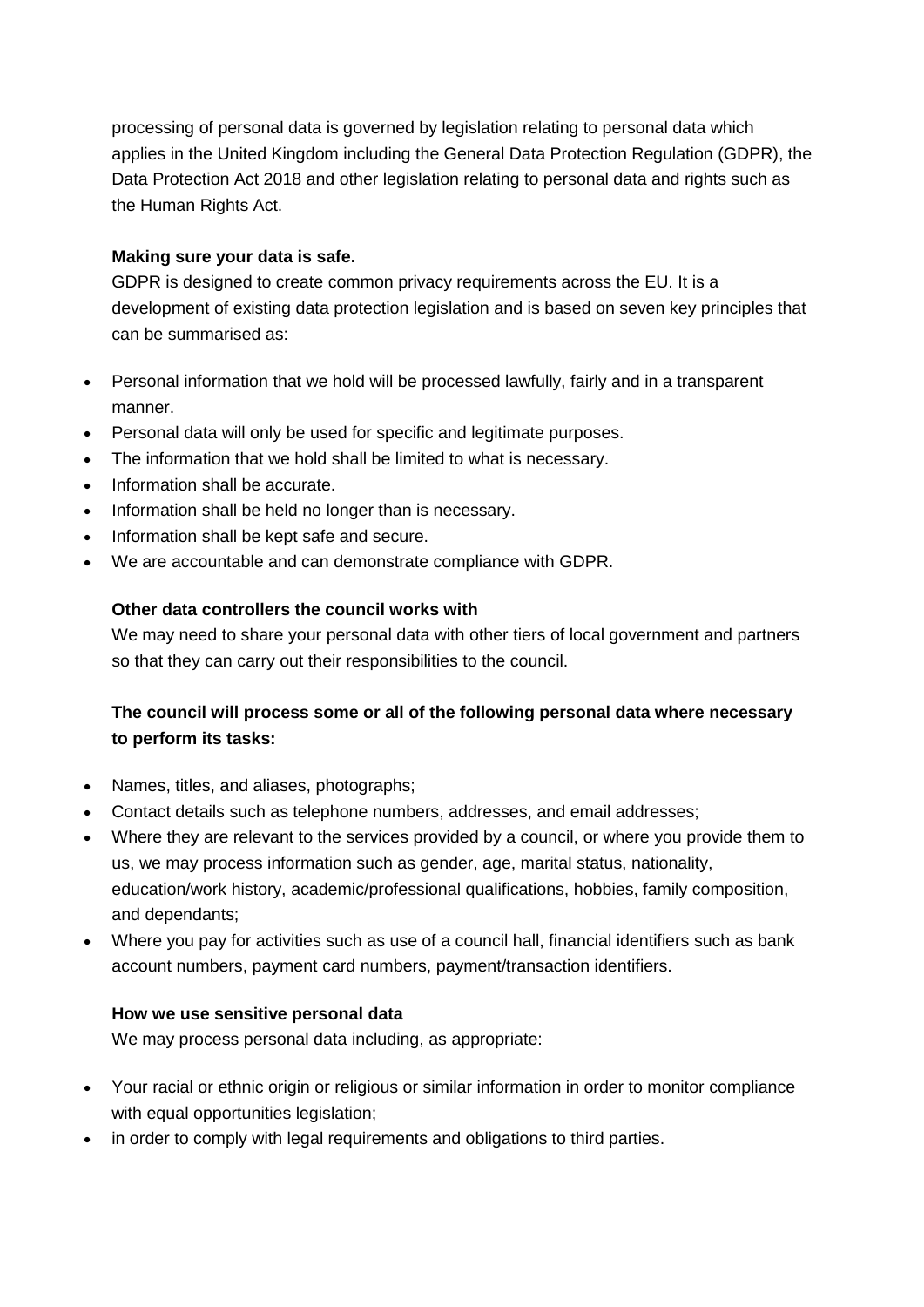processing of personal data is governed by legislation relating to personal data which applies in the United Kingdom including the General Data Protection Regulation (GDPR), the Data Protection Act 2018 and other legislation relating to personal data and rights such as the Human Rights Act.

**Making sure your data is safe.**

GDPR is designed to create common privacy requirements across the EU. It is a development of existing data protection legislation and is based on seven key principles that can be summarised as:

- Personal information that we hold will be processed lawfully, fairly and in a transparent manner.
- Personal data will only be used for specific and legitimate purposes.
- The information that we hold shall be limited to what is necessary.
- Information shall be accurate.
- Information shall be held no longer than is necessary.
- Information shall be kept safe and secure.
- We are accountable and can demonstrate compliance with GDPR.

**Other data controllers the council works with**

We may need to share your personal data with other tiers of local government and partners so that they can carry out their responsibilities to the council.

**The council will process some or all of the following personal data where necessary to perform its tasks:**

- Names, titles, and aliases, photographs;
- Contact details such as telephone numbers, addresses, and email addresses;
- Where they are relevant to the services provided by a council, or where you provide them to us, we may process information such as gender, age, marital status, nationality, education/work history, academic/professional qualifications, hobbies, family composition, and dependants;
- Where you pay for activities such as use of a council hall, financial identifiers such as bank account numbers, payment card numbers, payment/transaction identifiers.

**How we use sensitive personal data**

We may process personal data including, as appropriate:

- Your racial or ethnic origin or religious or similar information in order to monitor compliance with equal opportunities legislation;
- in order to comply with legal requirements and obligations to third parties.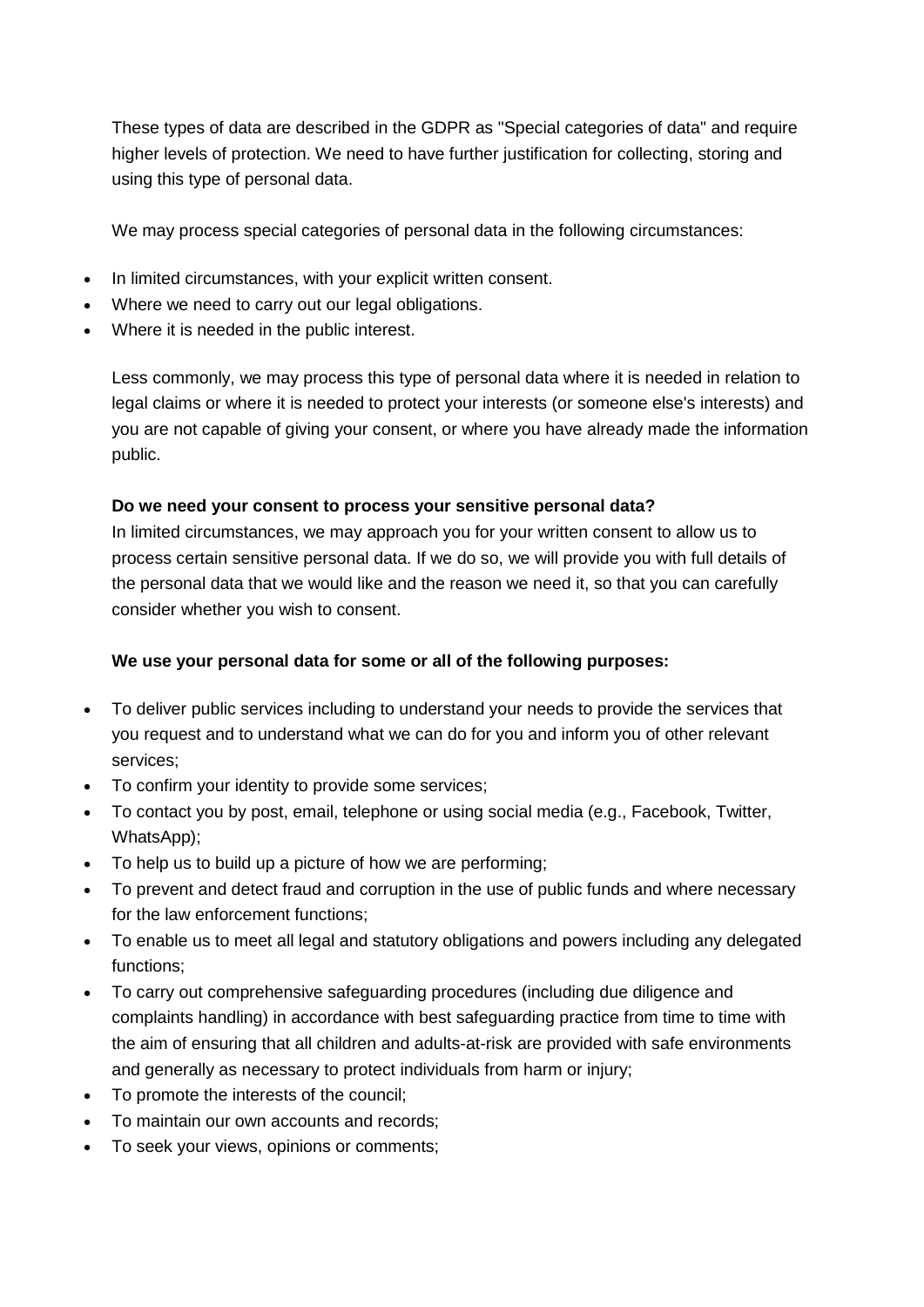These types of data are described in the GDPR as "Special categories of data" and require higher levels of protection. We need to have further justification for collecting, storing and using this type of personal data.

We may process special categories of personal data in the following circumstances:

- In limited circumstances, with your explicit written consent.
- Where we need to carry out our legal obligations.
- Where it is needed in the public interest.

Less commonly, we may process this type of personal data where it is needed in relation to legal claims or where it is needed to protect your interests (or someone else's interests) and you are not capable of giving your consent, or where you have already made the information public.

**Do we need your consent to process your sensitive personal data?**

In limited circumstances, we may approach you for your written consent to allow us to process certain sensitive personal data. If we do so, we will provide you with full details of the personal data that we would like and the reason we need it, so that you can carefully consider whether you wish to consent.

**We use your personal data for some or all of the following purposes:**

- To deliver public services including to understand your needs to provide the services that you request and to understand what we can do for you and inform you of other relevant services;
- To confirm your identity to provide some services;
- To contact you by post, email, telephone or using social media (e.g., Facebook, Twitter, WhatsApp);
- To help us to build up a picture of how we are performing;
- To prevent and detect fraud and corruption in the use of public funds and where necessary for the law enforcement functions;
- To enable us to meet all legal and statutory obligations and powers including any delegated functions;
- To carry out comprehensive safeguarding procedures (including due diligence and complaints handling) in accordance with best safeguarding practice from time to time with the aim of ensuring that all children and adults-at-risk are provided with safe environments and generally as necessary to protect individuals from harm or injury;
- To promote the interests of the council;
- To maintain our own accounts and records;
- To seek your views, opinions or comments;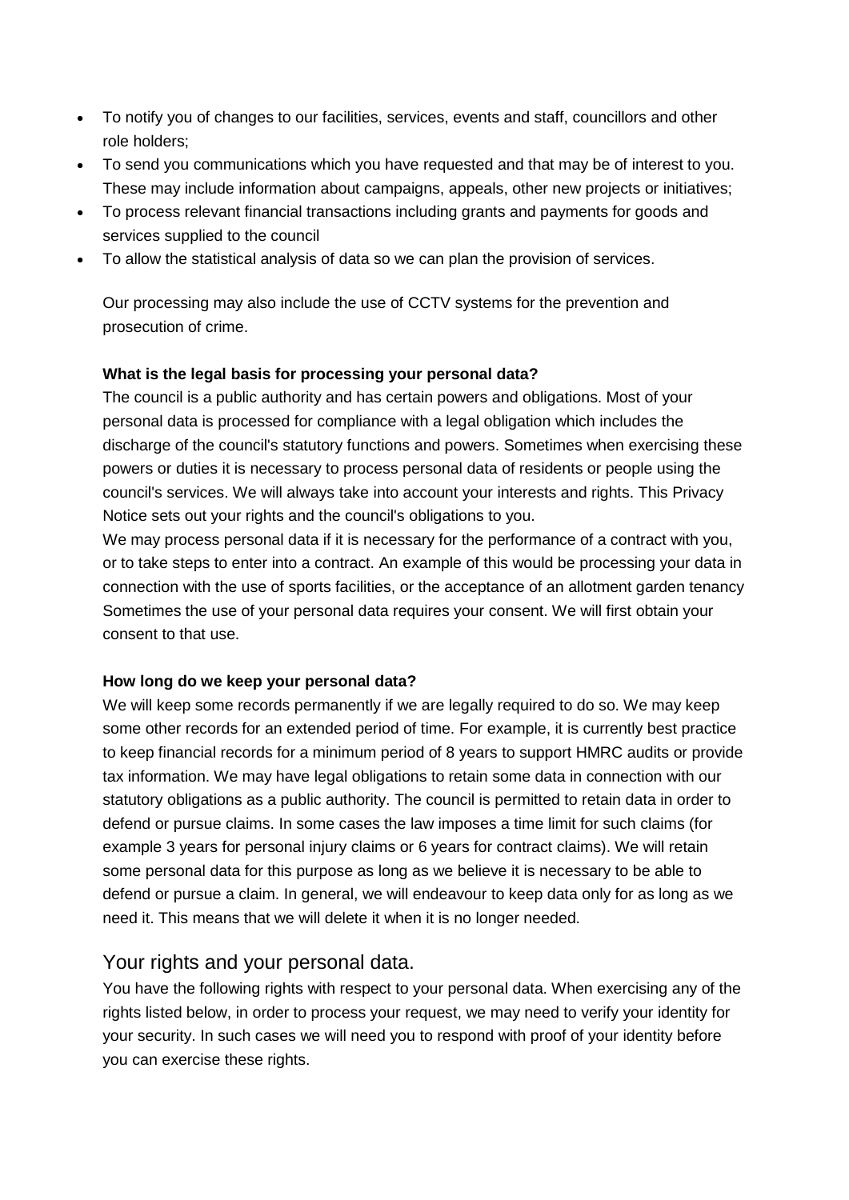- To notify you of changes to our facilities, services, events and staff, councillors and other role holders;
- To send you communications which you have requested and that may be of interest to you. These may include information about campaigns, appeals, other new projects or initiatives;
- To process relevant financial transactions including grants and payments for goods and services supplied to the council
- To allow the statistical analysis of data so we can plan the provision of services.

Our processing may also include the use of CCTV systems for the prevention and prosecution of crime.

**What is the legal basis for processing your personal data?**

The council is a public authority and has certain powers and obligations. Most of your personal data is processed for compliance with a legal obligation which includes the discharge of the council's statutory functions and powers. Sometimes when exercising these powers or duties it is necessary to process personal data of residents or people using the council's services. We will always take into account your interests and rights. This Privacy Notice sets out your rights and the council's obligations to you.

We may process personal data if it is necessary for the performance of a contract with you, or to take steps to enter into a contract. An example of this would be processing your data in connection with the use of sports facilities, or the acceptance of an allotment garden tenancy

Sometimes the use of your personal data requires your consent. We will first obtain your consent to that use.

**How long do we keep your personal data?**

We will keep some records permanently if we are legally required to do so. We may keep some other records for an extended period of time. For example, it is currently best practice to keep financial records for a minimum period of 8 years to support HMRC audits or provide tax information. We may have legal obligations to retain some data in connection with our statutory obligations as a public authority. The council is permitted to retain data in order to defend or pursue claims. In some cases the law imposes a time limit for such claims (for example 3 years for personal injury claims or 6 years for contract claims). We will retain some personal data for this purpose as long as we believe it is necessary to be able to defend or pursue a claim. In general, we will endeavour to keep data only for as long as we need it. This means that we will delete it when it is no longer needed.

## Your rights and your personal data.

You have the following rights with respect to your personal data. When exercising any of the rights listed below, in order to process your request, we may need to verify your identity for your security. In such cases we will need you to respond with proof of your identity before you can exercise these rights.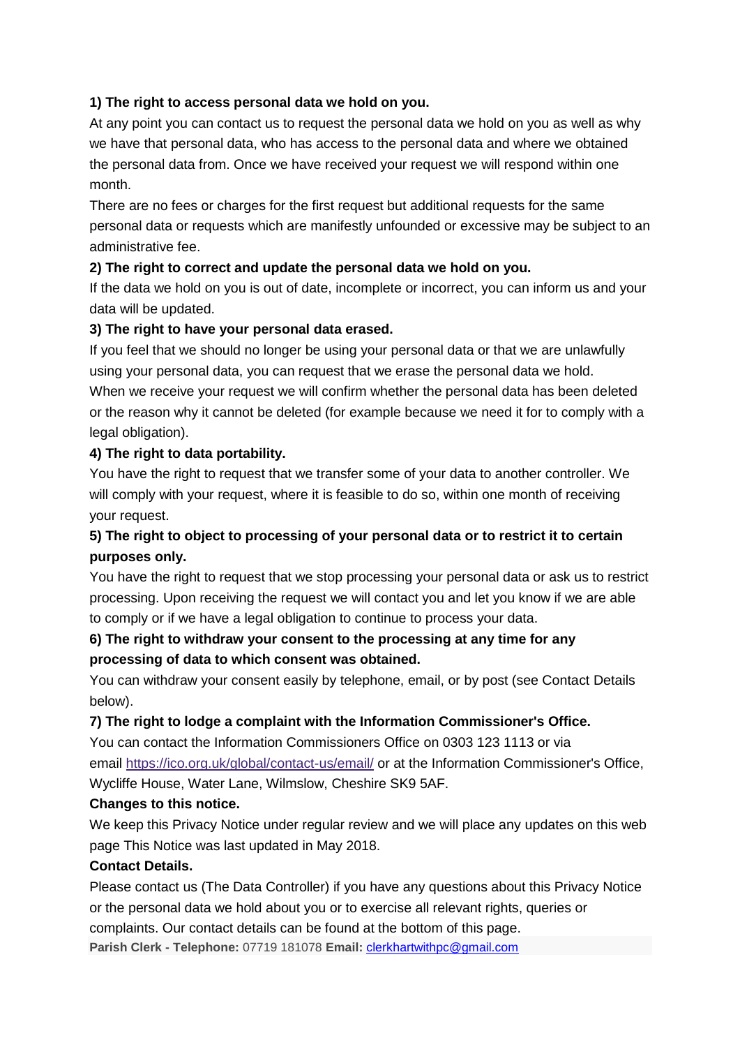**1) The right to access personal data we hold on you.**

At any point you can contact us to request the personal data we hold on you as well as why we have that personal data, who has access to the personal data and where we obtained the personal data from. Once we have received your request we will respond within one month.

There are no fees or charges for the first request but additional requests for the same personal data or requests which are manifestly unfounded or excessive may be subject to an administrative fee.

**2) The right to correct and update the personal data we hold on you.**

If the data we hold on you is out of date, incomplete or incorrect, you can inform us and your data will be updated.

**3) The right to have your personal data erased.**

If you feel that we should no longer be using your personal data or that we are unlawfully using your personal data, you can request that we erase the personal data we hold.

When we receive your request we will confirm whether the personal data has been deleted or the reason why it cannot be deleted (for example because we need it for to comply with a legal obligation).

**4) The right to data portability.**

You have the right to request that we transfer some of your data to another controller. We will comply with your request, where it is feasible to do so, within one month of receiving your request.

**5) The right to object to processing of your personal data or to restrict it to certain purposes only.**

You have the right to request that we stop processing your personal data or ask us to restrict processing. Upon receiving the request we will contact you and let you know if we are able to comply or if we have a legal obligation to continue to process your data.

**6) The right to withdraw your consent to the processing at any time for any processing of data to which consent was obtained.**

You can withdraw your consent easily by telephone, email, or by post (see Contact Details below).

**7) The right to lodge a complaint with the Information Commissioner's Office.**

You can contact the Information Commissioners Office on 0303 123 1113 or via email https://ico.org.uk/global/contact-us/email/ or at the Information Commissioner's Office, Wycliffe House, Water Lane, Wilmslow, Cheshire SK9 5AF.

**Changes to this notice.**

We keep this Privacy Notice under regular review and we will place any updates on this web page This Notice was last updated in May 2018.

**Contact Details.**

Please contact us (The Data Controller) if you have any questions about this Privacy Notice or the personal data we hold about you or to exercise all relevant rights, queries or complaints. Our contact details can be found at the bottom of this page.

**Parish Clerk - Telephone:** 07719 181078 **Email:** clerkhartwithpc@gmail.com